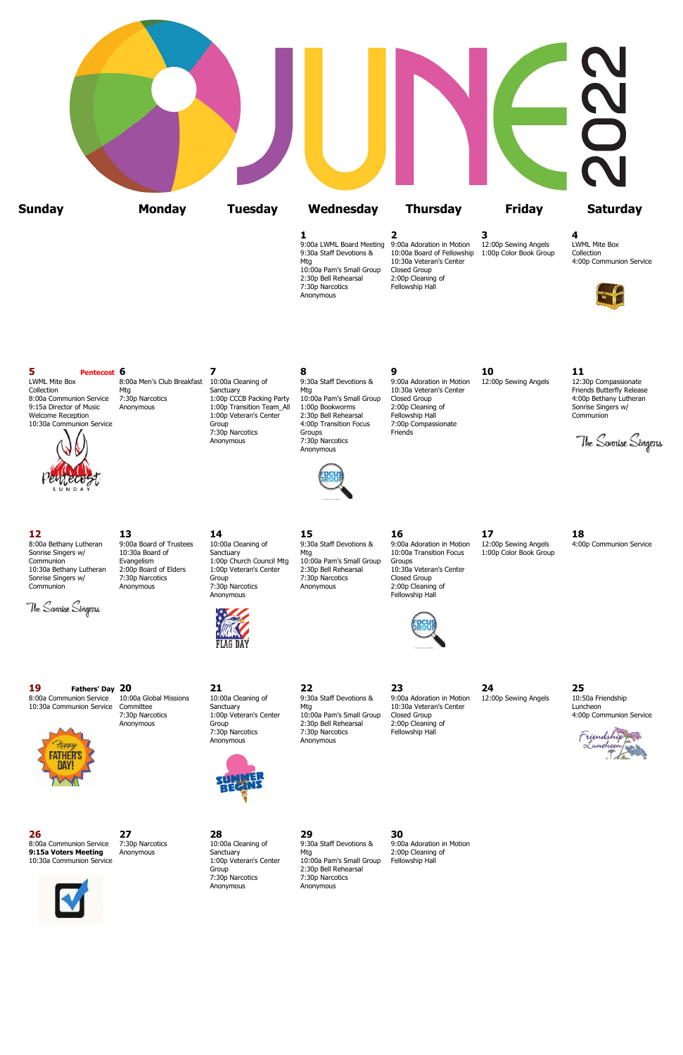# JUNE 2022

| Sunday | Monday | Tuesday | Wednesday | Thursday | Friday | Saturday |
|---|---|---|---|---|---|---|
| | | | **1**<br>9:00a LWML Board Meeting<br>9:30a Staff Devotions & Mtg<br>10:00a Pam's Small Group<br>2:30p Bell Rehearsal<br>7:30p Narcotics Anonymous | **2**<br>9:00a Adoration in Motion<br>10:00a Board of Fellowship<br>10:30a Veteran's Center Closed Group<br>2:00p Cleaning of Fellowship Hall | **3**<br>12:00p Sewing Angels<br>1:00p Color Book Group | **4**<br>LWML Mite Box Collection<br>4:00p Communion Service |
| **5** **Pentecost**<br>LWML Mite Box Collection<br>8:00a Communion Service<br>9:15a Director of Music Welcome Reception<br>10:30a Communion Service | **6**<br>8:00a Men's Club Breakfast Mtg<br>7:30p Narcotics Anonymous | **7**<br>10:00a Cleaning of Sanctuary<br>1:00p CCCB Packing Party<br>1:00p Transition Team_All<br>1:00p Veteran's Center Group<br>7:30p Narcotics Anonymous | **8**<br>9:30a Staff Devotions & Mtg<br>10:00a Pam's Small Group<br>1:00p Bookworms<br>2:30p Bell Rehearsal<br>4:00p Transition Focus Groups<br>7:30p Narcotics Anonymous | **9**<br>9:00a Adoration in Motion<br>10:30a Veteran's Center Closed Group<br>2:00p Cleaning of Fellowship Hall<br>7:00p Compassionate Friends | **10**<br>12:00p Sewing Angels | **11**<br>12:30p Compassionate Friends Butterfly Release<br>4:00p Bethany Lutheran Sonrise Singers w/ Communion |
| **12**<br>8:00a Bethany Lutheran Sonrise Singers w/ Communion<br>10:30a Bethany Lutheran Sonrise Singers w/ Communion | **13**<br>9:00a Board of Trustees<br>10:30a Board of Evangelism<br>2:00p Board of Elders<br>7:30p Narcotics Anonymous | **14**<br>10:00a Cleaning of Sanctuary<br>1:00p Church Council Mtg<br>1:00p Veteran's Center Group<br>7:30p Narcotics Anonymous | **15**<br>9:30a Staff Devotions & Mtg<br>10:00a Pam's Small Group<br>2:30p Bell Rehearsal<br>7:30p Narcotics Anonymous | **16**<br>9:00a Adoration in Motion<br>10:00a Transition Focus Groups<br>10:30a Veteran's Center Closed Group<br>2:00p Cleaning of Fellowship Hall | **17**<br>12:00p Sewing Angels<br>1:00p Color Book Group | **18**<br>4:00p Communion Service |
| **19** **Fathers' Day**<br>8:00a Communion Service<br>10:30a Communion Service | **20**<br>10:00a Global Missions Committee<br>7:30p Narcotics Anonymous | **21**<br>10:00a Cleaning of Sanctuary<br>1:00p Veteran's Center Group<br>7:30p Narcotics Anonymous | **22**<br>9:30a Staff Devotions & Mtg<br>10:00a Pam's Small Group<br>2:30p Bell Rehearsal<br>7:30p Narcotics Anonymous | **23**<br>9:00a Adoration in Motion<br>10:30a Veteran's Center Closed Group<br>2:00p Cleaning of Fellowship Hall | **24**<br>12:00p Sewing Angels | **25**<br>10:50a Friendship Luncheon<br>4:00p Communion Service |
| **26**<br>8:00a Communion Service<br>**9:15a Voters Meeting**<br>10:30a Communion Service | **27**<br>7:30p Narcotics Anonymous | **28**<br>10:00a Cleaning of Sanctuary<br>1:00p Veteran's Center Group<br>7:30p Narcotics Anonymous | **29**<br>9:30a Staff Devotions & Mtg<br>10:00a Pam's Small Group<br>2:30p Bell Rehearsal<br>7:30p Narcotics Anonymous | **30**<br>9:00a Adoration in Motion<br>2:00p Cleaning of Fellowship Hall | | |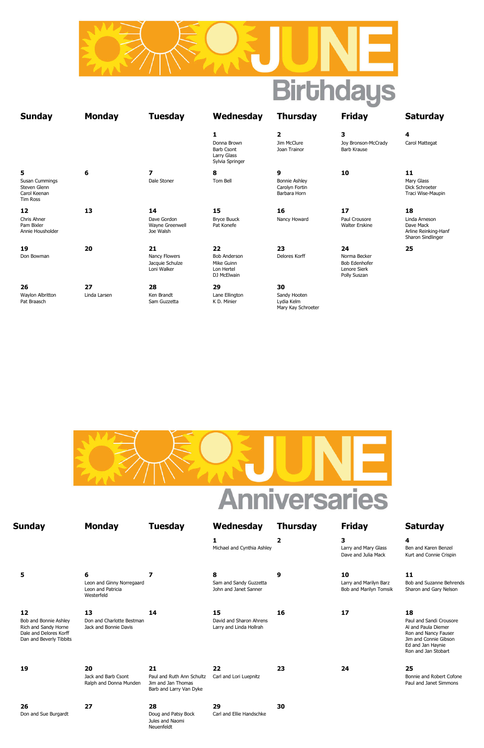# JUNE Birthdays

| Sunday | Monday | Tuesday | Wednesday | Thursday | Friday | Saturday |
|---|---|---|---|---|---|---|
| | | | **1**<br>Donna Brown<br>Barb Csont<br>Larry Glass<br>Sylvia Springer | **2**<br>Jim McClure<br>Joan Trainor | **3**<br>Joy Bronson-McCrady<br>Barb Krause | **4**<br>Carol Mattegat |
| **5**<br>Susan Cummings<br>Steven Glenn<br>Carol Keenan<br>Tim Ross | **6** | **7**<br>Dale Stoner | **8**<br>Tom Bell | **9**<br>Bonnie Ashley<br>Carolyn Fortin<br>Barbara Horn | **10** | **11**<br>Mary Glass<br>Dick Schroeter<br>Traci Wise-Maupin |
| **12**<br>Chris Ahner<br>Pam Bixler<br>Annie Housholder | **13** | **14**<br>Dave Gordon<br>Wayne Greenwell<br>Joe Walsh | **15**<br>Bryce Buuck<br>Pat Konefe | **16**<br>Nancy Howard | **17**<br>Paul Crousore<br>Walter Erskine | **18**<br>Linda Arneson<br>Dave Mack<br>Arline Reinking-Hanf<br>Sharon Sindlinger |
| **19**<br>Don Bowman | **20** | **21**<br>Nancy Flowers<br>Jacquie Schulze<br>Loni Walker | **22**<br>Bob Anderson<br>Mike Guinn<br>Lon Hertel<br>DJ McElwain | **23**<br>Delores Korff | **24**<br>Norma Becker<br>Bob Edenhofer<br>Lenore Sierk<br>Polly Suszan | **25** |
| **26**<br>Waylon Albritton<br>Pat Braasch | **27**<br>Linda Larsen | **28**<br>Ken Brandt<br>Sam Guzzetta | **29**<br>Lane Ellington<br>K D. Minier | **30**<br>Sandy Hooten<br>Lydia Kelm<br>Mary Kay Schroeter | | |

# JUNE Anniversaries

| Sunday | Monday | Tuesday | Wednesday | Thursday | Friday | Saturday |
|---|---|---|---|---|---|---|
| | | | **1**<br>Michael and Cynthia Ashley | **2** | **3**<br>Larry and Mary Glass<br>Dave and Julia Mack | **4**<br>Ben and Karen Benzel<br>Kurt and Connie Crispin |
| **5** | **6**<br>Leon and Ginny Norregaard<br>Leon and Patricia Westerfeld | **7** | **8**<br>Sam and Sandy Guzzetta<br>John and Janet Sanner | **9** | **10**<br>Larry and Marilyn Barz<br>Bob and Marilyn Tomsik | **11**<br>Bob and Suzanne Behrends<br>Sharon and Gary Nelson |
| **12**<br>Bob and Bonnie Ashley<br>Rich and Sandy Horne<br>Dale and Delores Korff<br>Dan and Beverly Tibbits | **13**<br>Don and Charlotte Bestman<br>Jack and Bonnie Davis | **14** | **15**<br>David and Sharon Ahrens<br>Larry and Linda Hollrah | **16** | **17** | **18**<br>Paul and Sandi Crousore<br>Al and Paula Diemer<br>Ron and Nancy Fauser<br>Jim and Connie Gibson<br>Ed and Jan Haynie<br>Ron and Jan Stobart |
| **19** | **20**<br>Jack and Barb Csont<br>Ralph and Donna Munden | **21**<br>Paul and Ruth Ann Schultz<br>Jim and Jan Thomas<br>Barb and Larry Van Dyke | **22**<br>Carl and Lori Luepnitz | **23** | **24** | **25**<br>Bonnie and Robert Cofone<br>Paul and Janet Simmons |
| **26**<br>Don and Sue Burgardt | **27** | **28**<br>Doug and Patsy Bock<br>Jules and Naomi Neuenfeldt | **29**<br>Carl and Ellie Handschke | **30** | | |